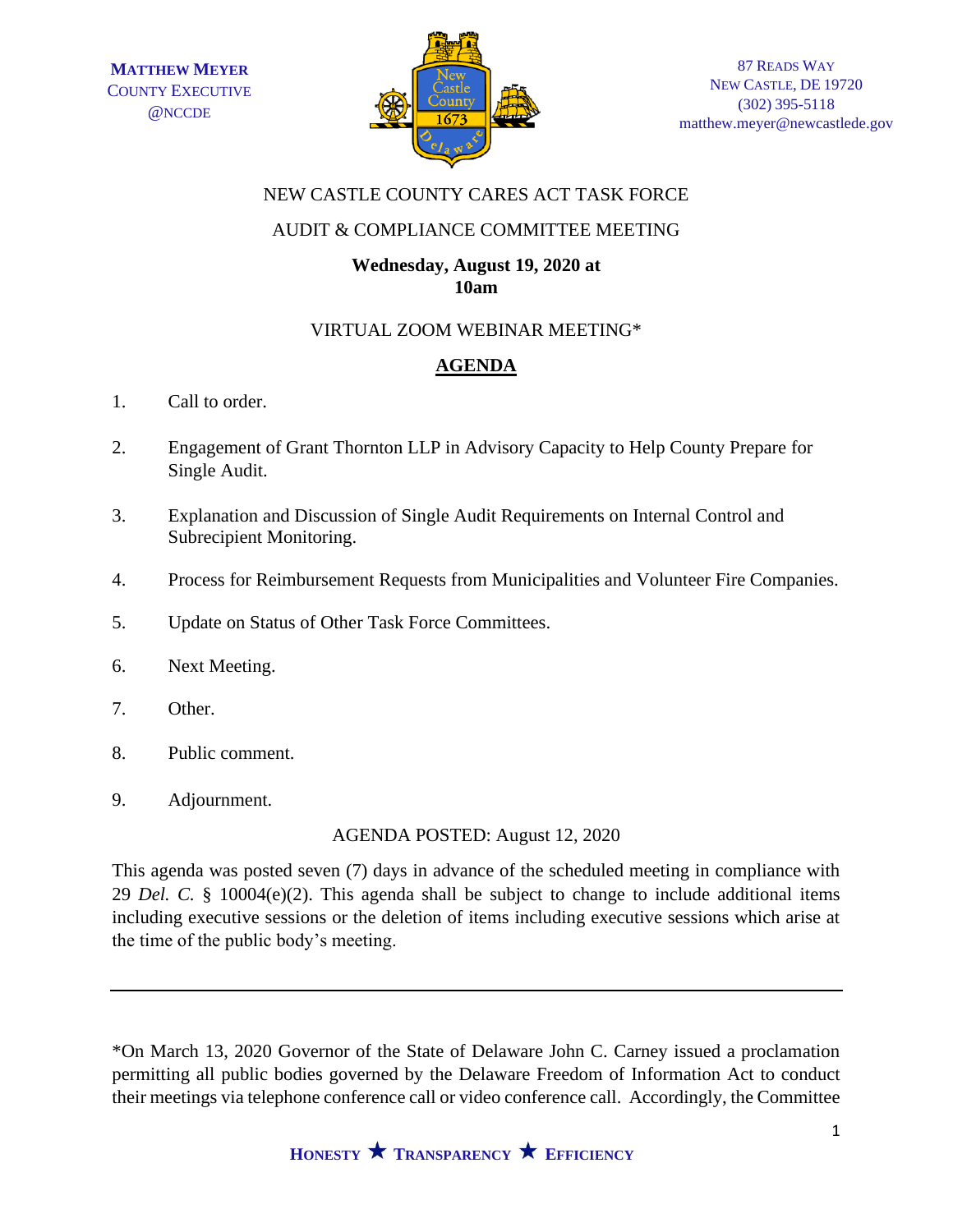**MATTHEW MEYER**
COUNTY EXECUTIVE
@NCCDE

87 READS WAY
NEW CASTLE, DE 19720
(302) 395-5118
matthew.meyer@newcastlede.gov

NEW CASTLE COUNTY CARES ACT TASK FORCE

AUDIT & COMPLIANCE COMMITTEE MEETING

**Wednesday, August 19, 2020 at 10am**

VIRTUAL ZOOM WEBINAR MEETING*

## AGENDA

1. Call to order.
2. Engagement of Grant Thornton LLP in Advisory Capacity to Help County Prepare for Single Audit.
3. Explanation and Discussion of Single Audit Requirements on Internal Control and Subrecipient Monitoring.
4. Process for Reimbursement Requests from Municipalities and Volunteer Fire Companies.
5. Update on Status of Other Task Force Committees.
6. Next Meeting.
7. Other.
8. Public comment.
9. Adjournment.

AGENDA POSTED: August 12, 2020

This agenda was posted seven (7) days in advance of the scheduled meeting in compliance with 29 *Del. C.* § 10004(e)(2). This agenda shall be subject to change to include additional items including executive sessions or the deletion of items including executive sessions which arise at the time of the public body's meeting.

---

*On March 13, 2020 Governor of the State of Delaware John C. Carney issued a proclamation permitting all public bodies governed by the Delaware Freedom of Information Act to conduct their meetings via telephone conference call or video conference call. Accordingly, the Committee

**HONESTY ★ TRANSPARENCY ★ EFFICIENCY**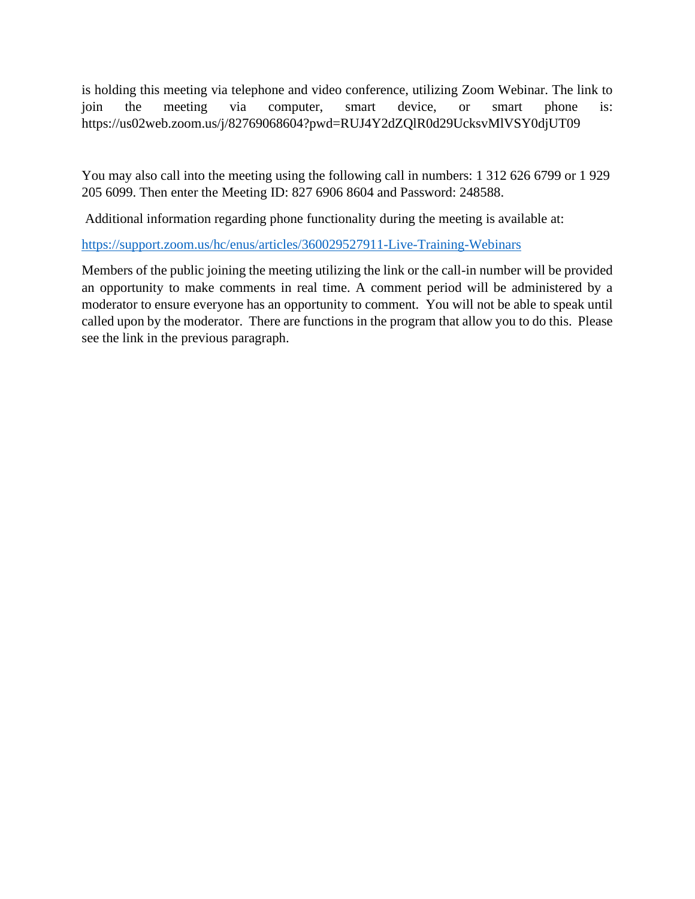is holding this meeting via telephone and video conference, utilizing Zoom Webinar. The link to join the meeting via computer, smart device, or smart phone is: https://us02web.zoom.us/j/82769068604?pwd=RUJ4Y2dZQlR0d29UcksvMlVSY0djUT09

You may also call into the meeting using the following call in numbers: 1 312 626 6799 or 1 929 205 6099. Then enter the Meeting ID: 827 6906 8604 and Password: 248588.

Additional information regarding phone functionality during the meeting is available at:

https://support.zoom.us/hc/enus/articles/360029527911-Live-Training-Webinars

Members of the public joining the meeting utilizing the link or the call-in number will be provided an opportunity to make comments in real time. A comment period will be administered by a moderator to ensure everyone has an opportunity to comment. You will not be able to speak until called upon by the moderator. There are functions in the program that allow you to do this. Please see the link in the previous paragraph.